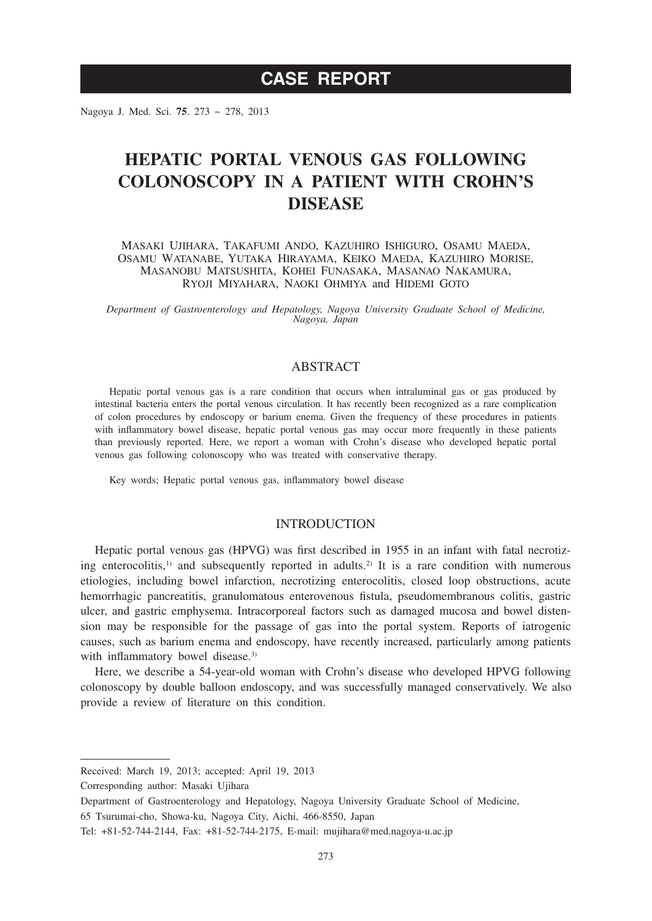**CASE REPORT**

# HEPATIC PORTAL VENOUS GAS FOLLOWING COLONOSCOPY IN A PATIENT WITH CROHN'S DISEASE

MASAKI UJIHARA, TAKAFUMI ANDO, KAZUHIRO ISHIGURO, OSAMU MAEDA, OSAMU WATANABE, YUTAKA HIRAYAMA, KEIKO MAEDA, KAZUHIRO MORISE, MASANOBU MATSUSHITA, KOHEI FUNASAKA, MASANAO NAKAMURA, RYOJI MIYAHARA, NAOKI OHMIYA and HIDEMI GOTO

*Department of Gastroenterology and Hepatology, Nagoya University Graduate School of Medicine, Nagoya, Japan*

## ABSTRACT

Hepatic portal venous gas is a rare condition that occurs when intraluminal gas or gas produced by intestinal bacteria enters the portal venous circulation. It has recently been recognized as a rare complication of colon procedures by endoscopy or barium enema. Given the frequency of these procedures in patients with inflammatory bowel disease, hepatic portal venous gas may occur more frequently in these patients than previously reported. Here, we report a woman with Crohn's disease who developed hepatic portal venous gas following colonoscopy who was treated with conservative therapy.

Key words; Hepatic portal venous gas, inflammatory bowel disease

## INTRODUCTION

Hepatic portal venous gas (HPVG) was first described in 1955 in an infant with fatal necrotizing enterocolitis,[1] and subsequently reported in adults.[2] It is a rare condition with numerous etiologies, including bowel infarction, necrotizing enterocolitis, closed loop obstructions, acute hemorrhagic pancreatitis, granulomatous enterovenous fistula, pseudomembranous colitis, gastric ulcer, and gastric emphysema. Intracorporeal factors such as damaged mucosa and bowel distension may be responsible for the passage of gas into the portal system. Reports of iatrogenic causes, such as barium enema and endoscopy, have recently increased, particularly among patients with inflammatory bowel disease.[3]

Here, we describe a 54-year-old woman with Crohn's disease who developed HPVG following colonoscopy by double balloon endoscopy, and was successfully managed conservatively. We also provide a review of literature on this condition.

---

Received: March 19, 2013; accepted: April 19, 2013

Corresponding author: Masaki Ujihara

Department of Gastroenterology and Hepatology, Nagoya University Graduate School of Medicine,

65 Tsurumai-cho, Showa-ku, Nagoya City, Aichi, 466-8550, Japan

Tel: +81-52-744-2144, Fax: +81-52-744-2175, E-mail: mujihara@med.nagoya-u.ac.jp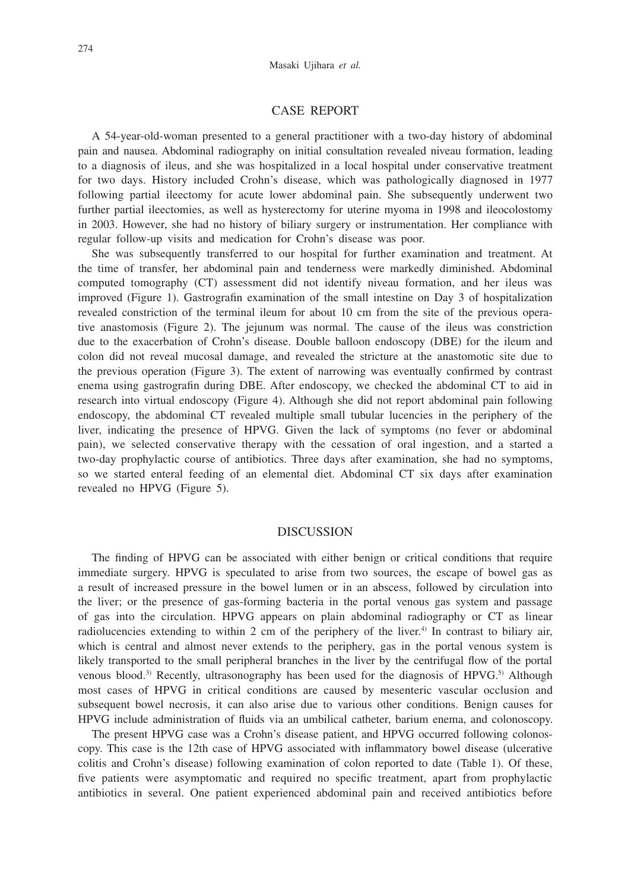## CASE REPORT

A 54-year-old-woman presented to a general practitioner with a two-day history of abdominal pain and nausea. Abdominal radiography on initial consultation revealed niveau formation, leading to a diagnosis of ileus, and she was hospitalized in a local hospital under conservative treatment for two days. History included Crohn's disease, which was pathologically diagnosed in 1977 following partial ileectomy for acute lower abdominal pain. She subsequently underwent two further partial ileectomies, as well as hysterectomy for uterine myoma in 1998 and ileocolostomy in 2003. However, she had no history of biliary surgery or instrumentation. Her compliance with regular follow-up visits and medication for Crohn's disease was poor.

She was subsequently transferred to our hospital for further examination and treatment. At the time of transfer, her abdominal pain and tenderness were markedly diminished. Abdominal computed tomography (CT) assessment did not identify niveau formation, and her ileus was improved (Figure 1). Gastrografin examination of the small intestine on Day 3 of hospitalization revealed constriction of the terminal ileum for about 10 cm from the site of the previous operative anastomosis (Figure 2). The jejunum was normal. The cause of the ileus was constriction due to the exacerbation of Crohn's disease. Double balloon endoscopy (DBE) for the ileum and colon did not reveal mucosal damage, and revealed the stricture at the anastomotic site due to the previous operation (Figure 3). The extent of narrowing was eventually confirmed by contrast enema using gastrografin during DBE. After endoscopy, we checked the abdominal CT to aid in research into virtual endoscopy (Figure 4). Although she did not report abdominal pain following endoscopy, the abdominal CT revealed multiple small tubular lucencies in the periphery of the liver, indicating the presence of HPVG. Given the lack of symptoms (no fever or abdominal pain), we selected conservative therapy with the cessation of oral ingestion, and a started a two-day prophylactic course of antibiotics. Three days after examination, she had no symptoms, so we started enteral feeding of an elemental diet. Abdominal CT six days after examination revealed no HPVG (Figure 5).

## DISCUSSION

The finding of HPVG can be associated with either benign or critical conditions that require immediate surgery. HPVG is speculated to arise from two sources, the escape of bowel gas as a result of increased pressure in the bowel lumen or in an abscess, followed by circulation into the liver; or the presence of gas-forming bacteria in the portal venous gas system and passage of gas into the circulation. HPVG appears on plain abdominal radiography or CT as linear radiolucencies extending to within 2 cm of the periphery of the liver.[4] In contrast to biliary air, which is central and almost never extends to the periphery, gas in the portal venous system is likely transported to the small peripheral branches in the liver by the centrifugal flow of the portal venous blood.[3] Recently, ultrasonography has been used for the diagnosis of HPVG.[5] Although most cases of HPVG in critical conditions are caused by mesenteric vascular occlusion and subsequent bowel necrosis, it can also arise due to various other conditions. Benign causes for HPVG include administration of fluids via an umbilical catheter, barium enema, and colonoscopy.

The present HPVG case was a Crohn's disease patient, and HPVG occurred following colonoscopy. This case is the 12th case of HPVG associated with inflammatory bowel disease (ulcerative colitis and Crohn's disease) following examination of colon reported to date (Table 1). Of these, five patients were asymptomatic and required no specific treatment, apart from prophylactic antibiotics in several. One patient experienced abdominal pain and received antibiotics before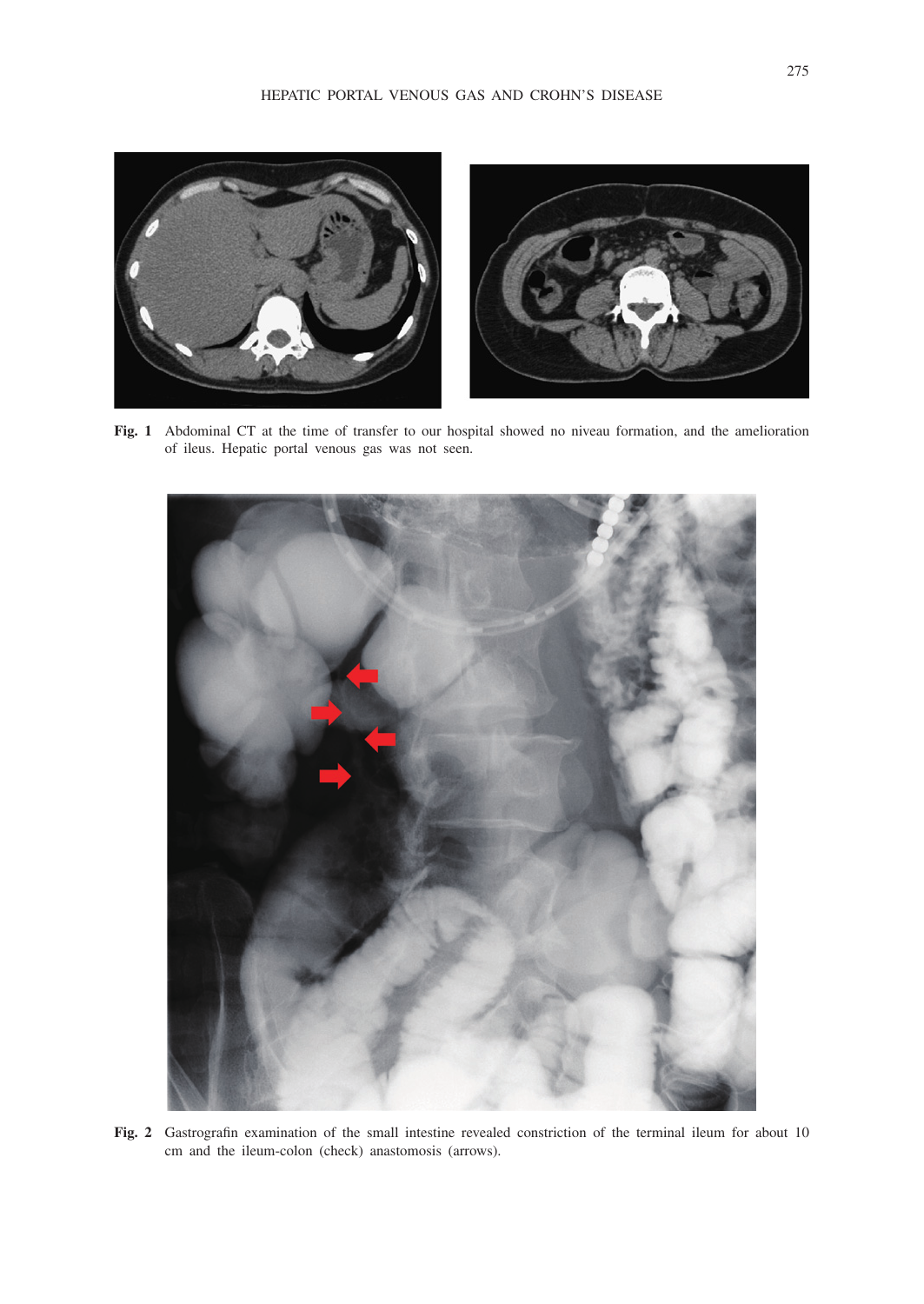**Fig. 1** Abdominal CT at the time of transfer to our hospital showed no niveau formation, and the amelioration of ileus. Hepatic portal venous gas was not seen.

**Fig. 2** Gastrografin examination of the small intestine revealed constriction of the terminal ileum for about 10 cm and the ileum-colon (check) anastomosis (arrows).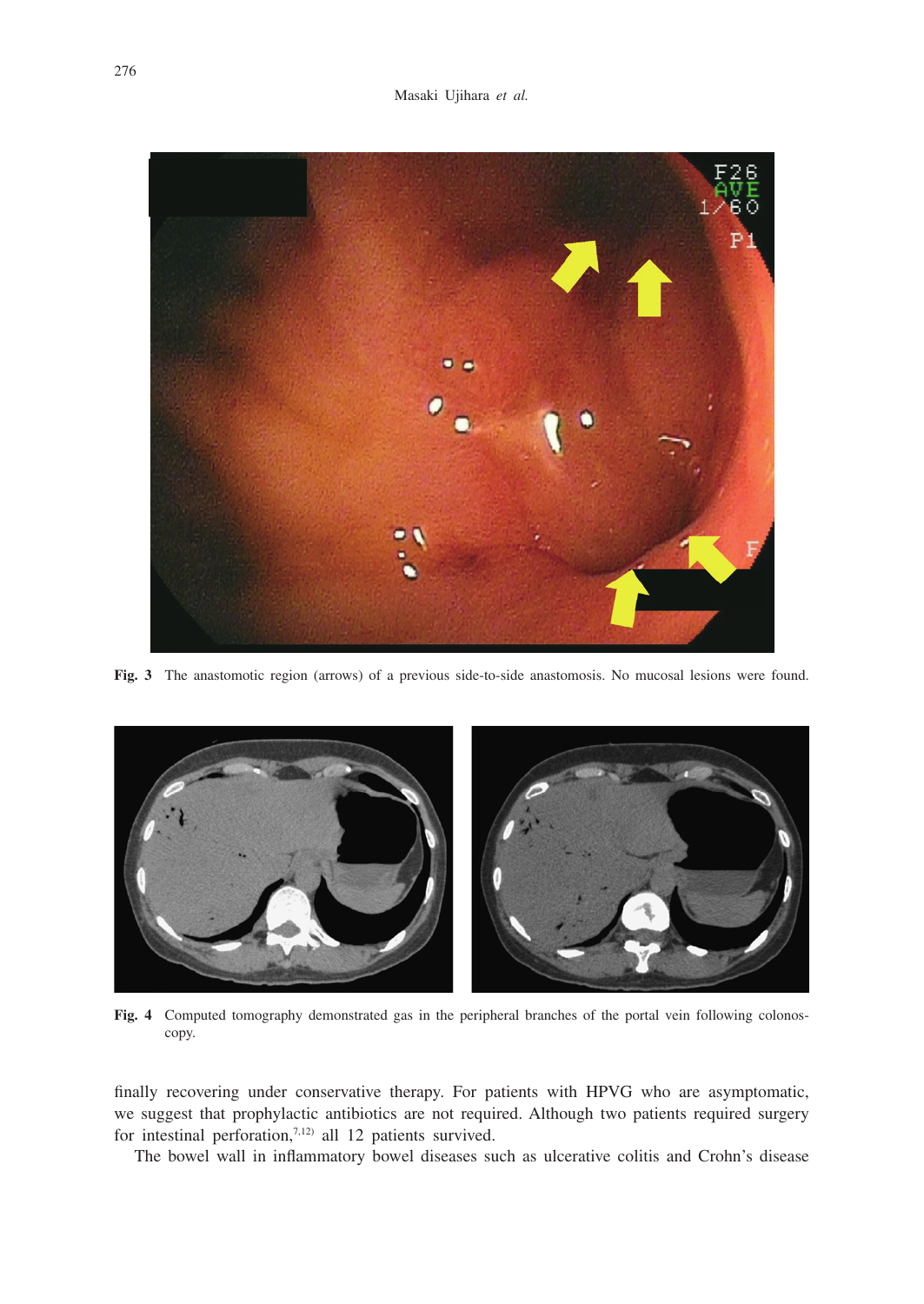**Fig. 3** The anastomotic region (arrows) of a previous side-to-side anastomosis. No mucosal lesions were found.

**Fig. 4** Computed tomography demonstrated gas in the peripheral branches of the portal vein following colonoscopy.

finally recovering under conservative therapy. For patients with HPVG who are asymptomatic, we suggest that prophylactic antibiotics are not required. Although two patients required surgery for intestinal perforation,[7,12] all 12 patients survived.

The bowel wall in inflammatory bowel diseases such as ulcerative colitis and Crohn's disease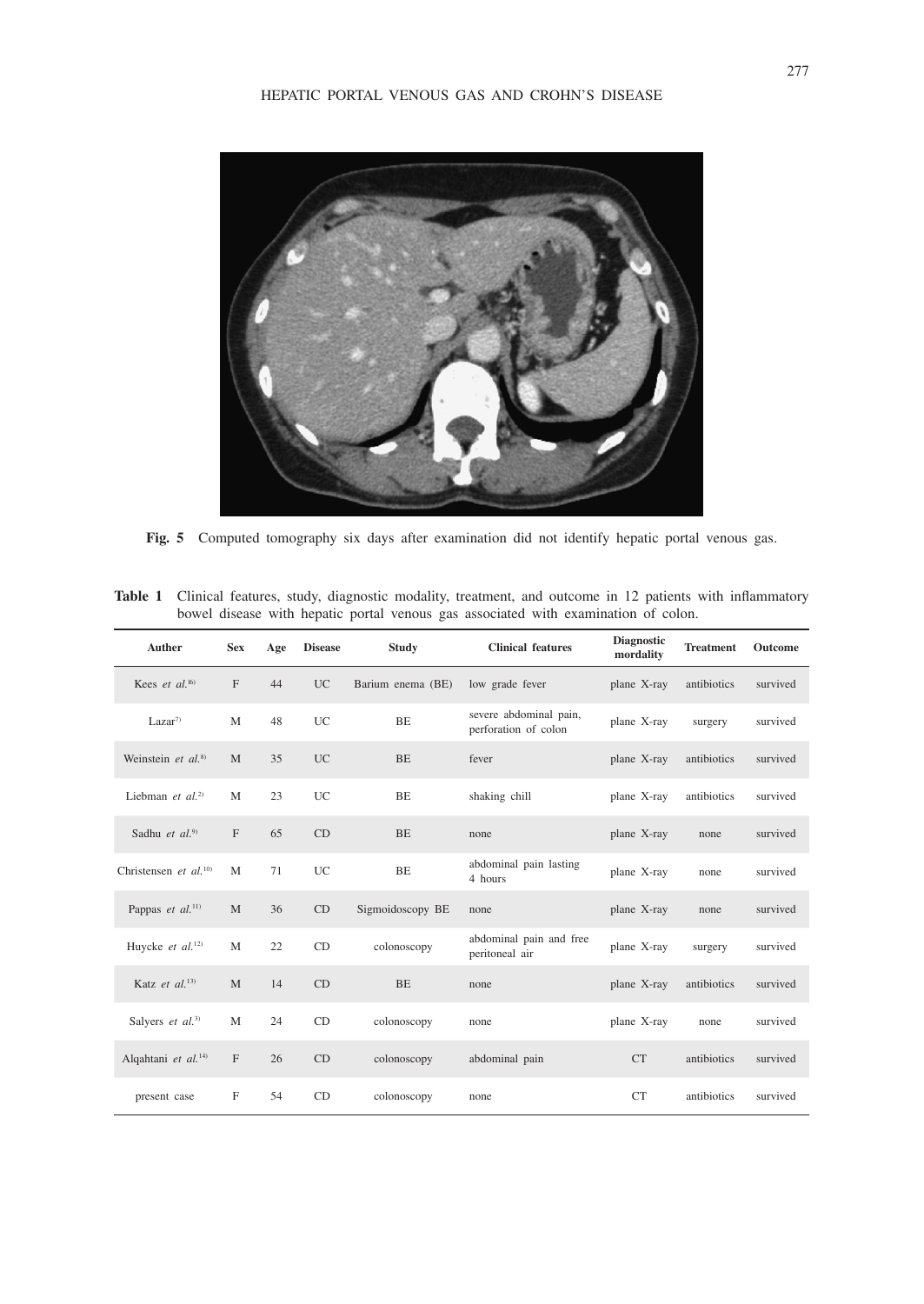**Fig. 5** Computed tomography six days after examination did not identify hepatic portal venous gas.

**Table 1** Clinical features, study, diagnostic modality, treatment, and outcome in 12 patients with inflammatory bowel disease with hepatic portal venous gas associated with examination of colon.

| Auther | Sex | Age | Disease | Study | Clinical features | Diagnostic mordality | Treatment | Outcome |
|---|---|---|---|---|---|---|---|---|
| Kees *et al.*[6] | F | 44 | UC | Barium enema (BE) | low grade fever | plane X-ray | antibiotics | survived |
| Lazar[7] | M | 48 | UC | BE | severe abdominal pain, perforation of colon | plane X-ray | surgery | survived |
| Weinstein *et al.*[8] | M | 35 | UC | BE | fever | plane X-ray | antibiotics | survived |
| Liebman *et al.*[2] | M | 23 | UC | BE | shaking chill | plane X-ray | antibiotics | survived |
| Sadhu *et al.*[9] | F | 65 | CD | BE | none | plane X-ray | none | survived |
| Christensen *et al.*[10] | M | 71 | UC | BE | abdominal pain lasting 4 hours | plane X-ray | none | survived |
| Pappas *et al.*[11] | M | 36 | CD | Sigmoidoscopy BE | none | plane X-ray | none | survived |
| Huycke *et al.*[12] | M | 22 | CD | colonoscopy | abdominal pain and free peritoneal air | plane X-ray | surgery | survived |
| Katz *et al.*[13] | M | 14 | CD | BE | none | plane X-ray | antibiotics | survived |
| Salyers *et al.*[3] | M | 24 | CD | colonoscopy | none | plane X-ray | none | survived |
| Alqahtani *et al.*[14] | F | 26 | CD | colonoscopy | abdominal pain | CT | antibiotics | survived |
| present case | F | 54 | CD | colonoscopy | none | CT | antibiotics | survived |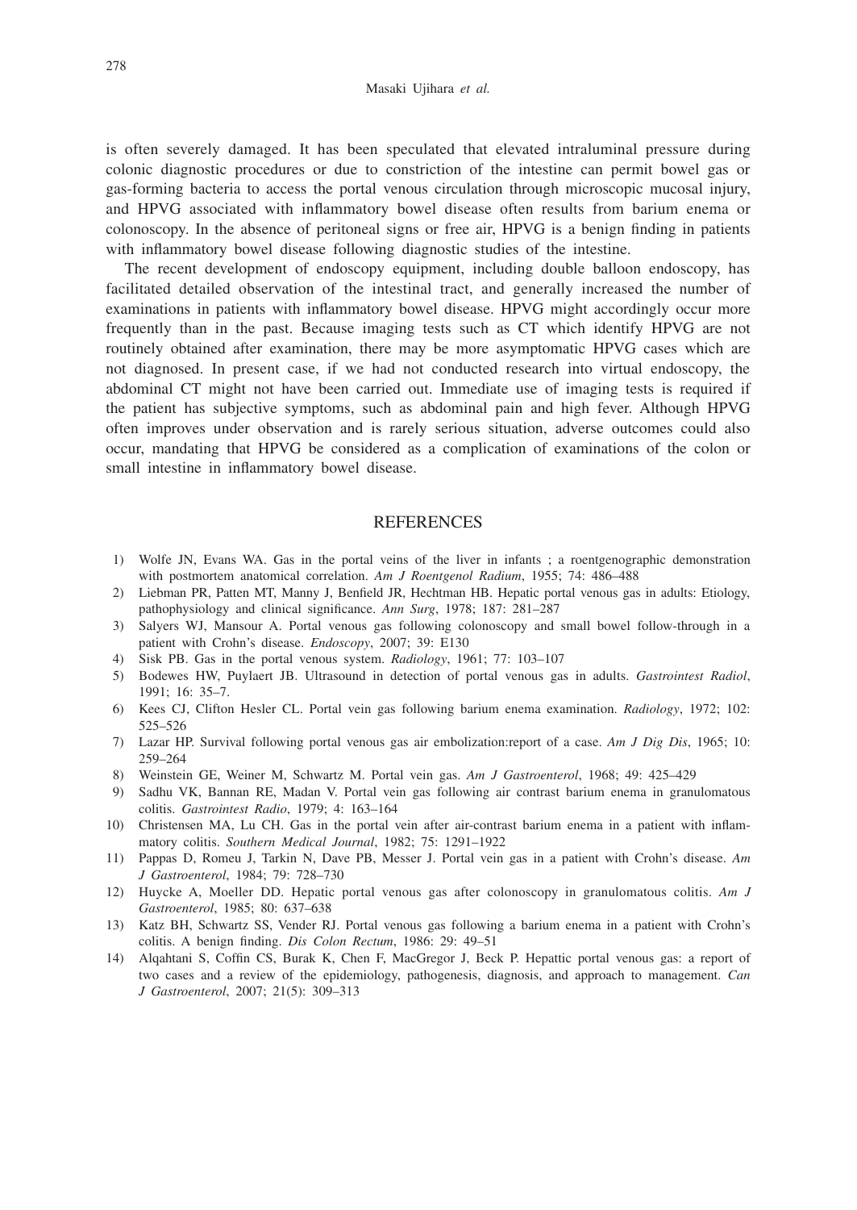is often severely damaged. It has been speculated that elevated intraluminal pressure during colonic diagnostic procedures or due to constriction of the intestine can permit bowel gas or gas-forming bacteria to access the portal venous circulation through microscopic mucosal injury, and HPVG associated with inflammatory bowel disease often results from barium enema or colonoscopy. In the absence of peritoneal signs or free air, HPVG is a benign finding in patients with inflammatory bowel disease following diagnostic studies of the intestine.

The recent development of endoscopy equipment, including double balloon endoscopy, has facilitated detailed observation of the intestinal tract, and generally increased the number of examinations in patients with inflammatory bowel disease. HPVG might accordingly occur more frequently than in the past. Because imaging tests such as CT which identify HPVG are not routinely obtained after examination, there may be more asymptomatic HPVG cases which are not diagnosed. In present case, if we had not conducted research into virtual endoscopy, the abdominal CT might not have been carried out. Immediate use of imaging tests is required if the patient has subjective symptoms, such as abdominal pain and high fever. Although HPVG often improves under observation and is rarely serious situation, adverse outcomes could also occur, mandating that HPVG be considered as a complication of examinations of the colon or small intestine in inflammatory bowel disease.

## REFERENCES

1) Wolfe JN, Evans WA. Gas in the portal veins of the liver in infants ; a roentgenographic demonstration with postmortem anatomical correlation. *Am J Roentgenol Radium*, 1955; 74: 486–488
2) Liebman PR, Patten MT, Manny J, Benfield JR, Hechtman HB. Hepatic portal venous gas in adults: Etiology, pathophysiology and clinical significance. *Ann Surg*, 1978; 187: 281–287
3) Salyers WJ, Mansour A. Portal venous gas following colonoscopy and small bowel follow-through in a patient with Crohn's disease. *Endoscopy*, 2007; 39: E130
4) Sisk PB. Gas in the portal venous system. *Radiology*, 1961; 77: 103–107
5) Bodewes HW, Puylaert JB. Ultrasound in detection of portal venous gas in adults. *Gastrointest Radiol*, 1991; 16: 35–7.
6) Kees CJ, Clifton Hesler CL. Portal vein gas following barium enema examination. *Radiology*, 1972; 102: 525–526
7) Lazar HP. Survival following portal venous gas air embolization:report of a case. *Am J Dig Dis*, 1965; 10: 259–264
8) Weinstein GE, Weiner M, Schwartz M. Portal vein gas. *Am J Gastroenterol*, 1968; 49: 425–429
9) Sadhu VK, Bannan RE, Madan V. Portal vein gas following air contrast barium enema in granulomatous colitis. *Gastrointest Radio*, 1979; 4: 163–164
10) Christensen MA, Lu CH. Gas in the portal vein after air-contrast barium enema in a patient with inflammatory colitis. *Southern Medical Journal*, 1982; 75: 1291–1922
11) Pappas D, Romeu J, Tarkin N, Dave PB, Messer J. Portal vein gas in a patient with Crohn's disease. *Am J Gastroenterol*, 1984; 79: 728–730
12) Huycke A, Moeller DD. Hepatic portal venous gas after colonoscopy in granulomatous colitis. *Am J Gastroenterol*, 1985; 80: 637–638
13) Katz BH, Schwartz SS, Vender RJ. Portal venous gas following a barium enema in a patient with Crohn's colitis. A benign finding. *Dis Colon Rectum*, 1986: 29: 49–51
14) Alqahtani S, Coffin CS, Burak K, Chen F, MacGregor J, Beck P. Hepattic portal venous gas: a report of two cases and a review of the epidemiology, pathogenesis, diagnosis, and approach to management. *Can J Gastroenterol*, 2007; 21(5): 309–313